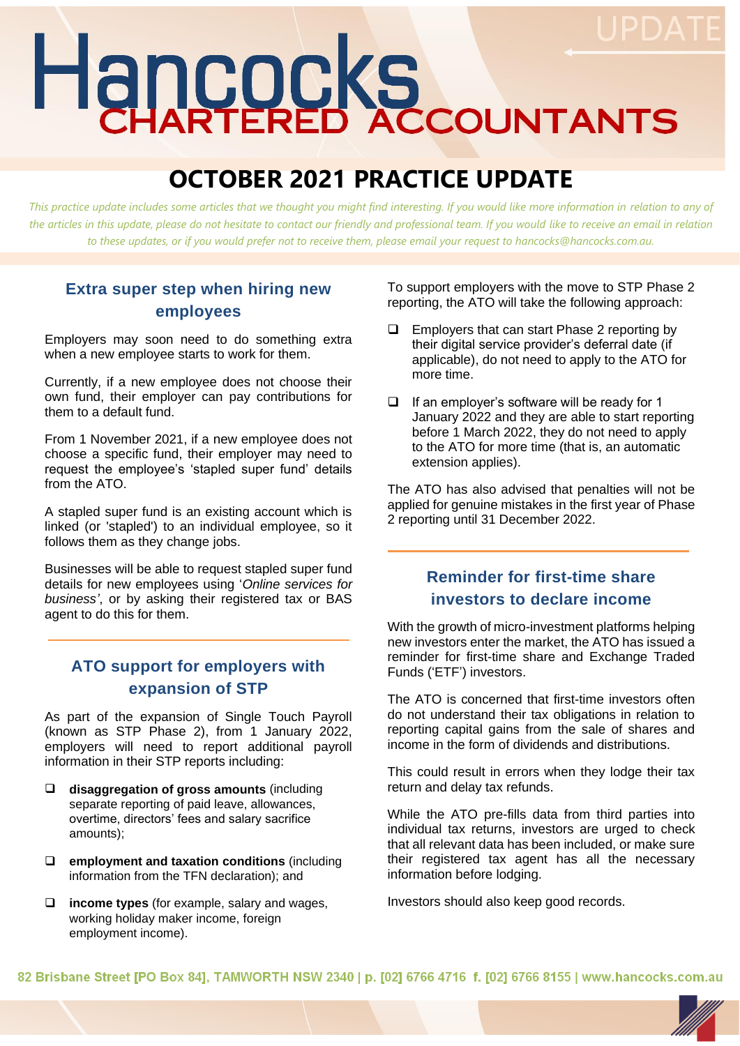# Hancocks CHARTERED ACCOUNTANTS

UPDATE

# OCTOBER 2021 PRACTICE UPDATE

*This practice update includes some articles that we thought you might find interesting. If you would like more information in relation to any of the articles in this update, please do not hesitate to contact our friendly and professional team. If you would like to receive an email in relation to these updates, or if you would prefer not to receive them, please email your request to hancocks@hancocks.com.au.*

## Extra super step when hiring new employees

Employers may soon need to do something extra when a new employee starts to work for them.

Currently, if a new employee does not choose their own fund, their employer can pay contributions for them to a default fund.

From 1 November 2021, if a new employee does not choose a specific fund, their employer may need to request the employee's 'stapled super fund' details from the ATO.

A stapled super fund is an existing account which is linked (or 'stapled') to an individual employee, so it follows them as they change jobs.

Businesses will be able to request stapled super fund details for new employees using '*Online services for business'*, or by asking their registered tax or BAS agent to do this for them.

## ATO support for employers with expansion of STP

As part of the expansion of Single Touch Payroll (known as STP Phase 2), from 1 January 2022, employers will need to report additional payroll information in their STP reports including:

- **disaggregation of gross amounts** (including separate reporting of paid leave, allowances, overtime, directors' fees and salary sacrifice amounts);
- **employment and taxation conditions** (including information from the TFN declaration); and
- **income types** (for example, salary and wages, working holiday maker income, foreign employment income).

To support employers with the move to STP Phase 2 reporting, the ATO will take the following approach:

- Employers that can start Phase 2 reporting by their digital service provider's deferral date (if applicable), do not need to apply to the ATO for more time.
- If an employer's software will be ready for 1 January 2022 and they are able to start reporting before 1 March 2022, they do not need to apply to the ATO for more time (that is, an automatic extension applies).

The ATO has also advised that penalties will not be applied for genuine mistakes in the first year of Phase 2 reporting until 31 December 2022.

## Reminder for first-time share investors to declare income

With the growth of micro-investment platforms helping new investors enter the market, the ATO has issued a reminder for first-time share and Exchange Traded Funds ('ETF') investors.

The ATO is concerned that first-time investors often do not understand their tax obligations in relation to reporting capital gains from the sale of shares and income in the form of dividends and distributions.

This could result in errors when they lodge their tax return and delay tax refunds.

While the ATO pre-fills data from third parties into individual tax returns, investors are urged to check that all relevant data has been included, or make sure their registered tax agent has all the necessary information before lodging.

Investors should also keep good records.

82 Brisbane Street [PO Box 84], TAMWORTH NSW 2340 | p. [02] 6766 4716 f. [02] 6766 8155 | www.hancocks.com.au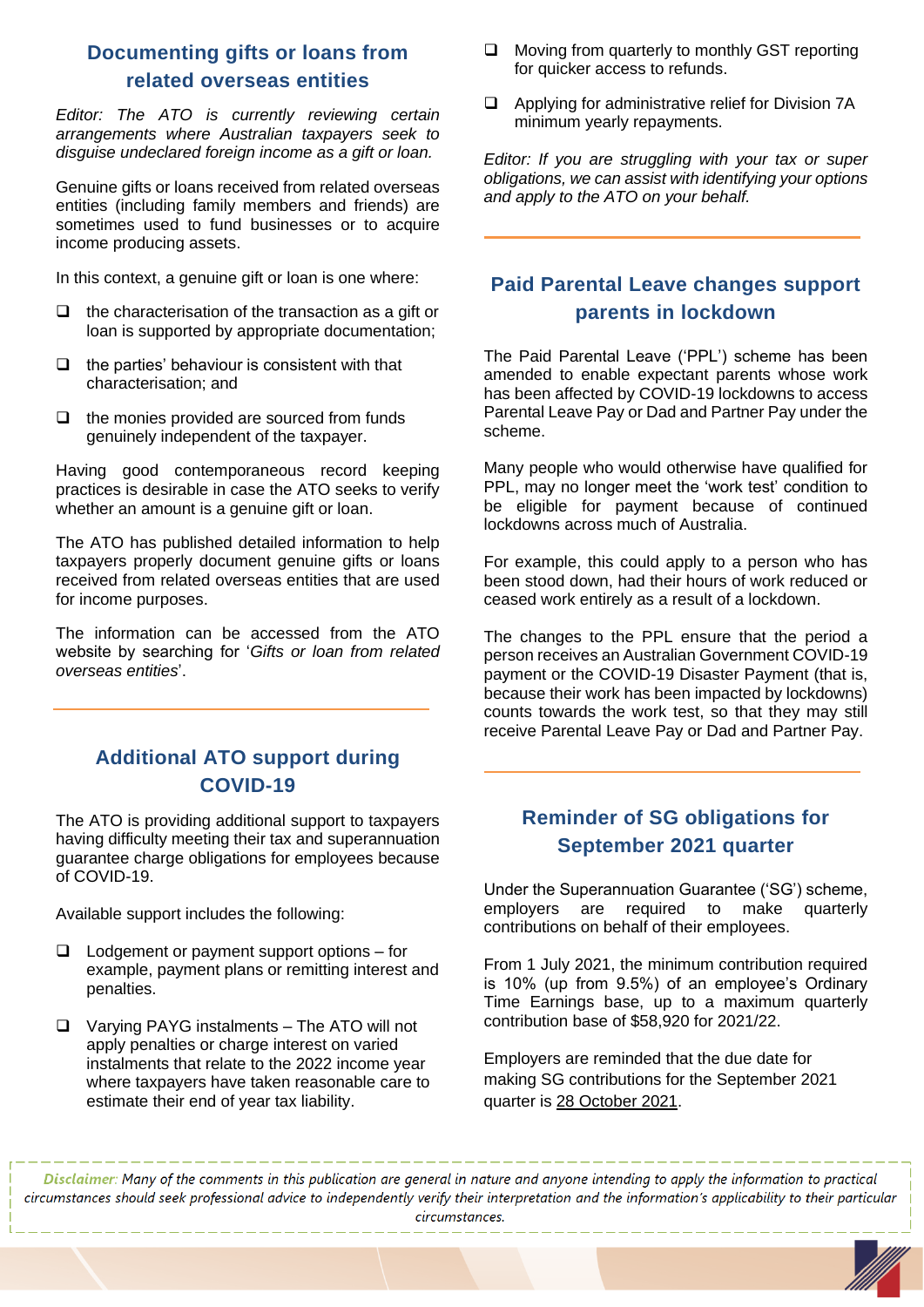## Documenting gifts or loans from related overseas entities

*Editor: The ATO is currently reviewing certain arrangements where Australian taxpayers seek to disguise undeclared foreign income as a gift or loan.*

Genuine gifts or loans received from related overseas entities (including family members and friends) are sometimes used to fund businesses or to acquire income producing assets.

In this context, a genuine gift or loan is one where:

- the characterisation of the transaction as a gift or loan is supported by appropriate documentation;
- the parties' behaviour is consistent with that characterisation; and
- the monies provided are sourced from funds genuinely independent of the taxpayer.

Having good contemporaneous record keeping practices is desirable in case the ATO seeks to verify whether an amount is a genuine gift or loan.

The ATO has published detailed information to help taxpayers properly document genuine gifts or loans received from related overseas entities that are used for income purposes.

The information can be accessed from the ATO website by searching for '*Gifts or loan from related overseas entities*'.

## Additional ATO support during COVID-19

The ATO is providing additional support to taxpayers having difficulty meeting their tax and superannuation guarantee charge obligations for employees because of COVID-19.

Available support includes the following:

- Lodgement or payment support options – for example, payment plans or remitting interest and penalties.
- Varying PAYG instalments – The ATO will not apply penalties or charge interest on varied instalments that relate to the 2022 income year where taxpayers have taken reasonable care to estimate their end of year tax liability.
- Moving from quarterly to monthly GST reporting for quicker access to refunds.
- Applying for administrative relief for Division 7A minimum yearly repayments.

*Editor: If you are struggling with your tax or super obligations, we can assist with identifying your options and apply to the ATO on your behalf.*

## Paid Parental Leave changes support parents in lockdown

The Paid Parental Leave ('PPL') scheme has been amended to enable expectant parents whose work has been affected by COVID-19 lockdowns to access Parental Leave Pay or Dad and Partner Pay under the scheme.

Many people who would otherwise have qualified for PPL, may no longer meet the 'work test' condition to be eligible for payment because of continued lockdowns across much of Australia.

For example, this could apply to a person who has been stood down, had their hours of work reduced or ceased work entirely as a result of a lockdown.

The changes to the PPL ensure that the period a person receives an Australian Government COVID-19 payment or the COVID-19 Disaster Payment (that is, because their work has been impacted by lockdowns) counts towards the work test, so that they may still receive Parental Leave Pay or Dad and Partner Pay.

## Reminder of SG obligations for September 2021 quarter

Under the Superannuation Guarantee ('SG') scheme, employers are required to make quarterly contributions on behalf of their employees.

From 1 July 2021, the minimum contribution required is 10% (up from 9.5%) of an employee's Ordinary Time Earnings base, up to a maximum quarterly contribution base of $58,920 for 2021/22.

Employers are reminded that the due date for making SG contributions for the September 2021 quarter is 28 October 2021.

*Disclaimer: Many of the comments in this publication are general in nature and anyone intending to apply the information to practical circumstances should seek professional advice to independently verify their interpretation and the information's applicability to their particular circumstances.*